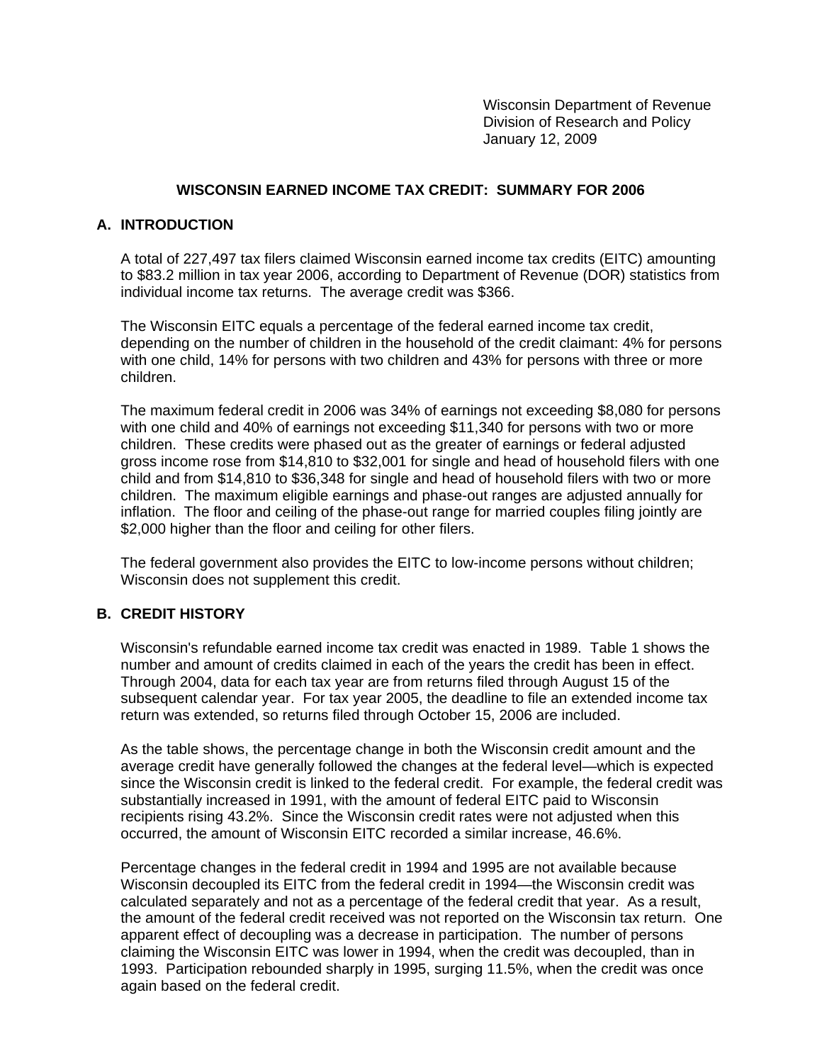Wisconsin Department of Revenue
Division of Research and Policy
January 12, 2009

# WISCONSIN EARNED INCOME TAX CREDIT: SUMMARY FOR 2006

## A. INTRODUCTION

A total of 227,497 tax filers claimed Wisconsin earned income tax credits (EITC) amounting to $83.2 million in tax year 2006, according to Department of Revenue (DOR) statistics from individual income tax returns. The average credit was $366.

The Wisconsin EITC equals a percentage of the federal earned income tax credit, depending on the number of children in the household of the credit claimant: 4% for persons with one child, 14% for persons with two children and 43% for persons with three or more children.

The maximum federal credit in 2006 was 34% of earnings not exceeding $8,080 for persons with one child and 40% of earnings not exceeding $11,340 for persons with two or more children. These credits were phased out as the greater of earnings or federal adjusted gross income rose from $14,810 to $32,001 for single and head of household filers with one child and from $14,810 to $36,348 for single and head of household filers with two or more children. The maximum eligible earnings and phase-out ranges are adjusted annually for inflation. The floor and ceiling of the phase-out range for married couples filing jointly are $2,000 higher than the floor and ceiling for other filers.

The federal government also provides the EITC to low-income persons without children; Wisconsin does not supplement this credit.

## B. CREDIT HISTORY

Wisconsin's refundable earned income tax credit was enacted in 1989. Table 1 shows the number and amount of credits claimed in each of the years the credit has been in effect. Through 2004, data for each tax year are from returns filed through August 15 of the subsequent calendar year. For tax year 2005, the deadline to file an extended income tax return was extended, so returns filed through October 15, 2006 are included.

As the table shows, the percentage change in both the Wisconsin credit amount and the average credit have generally followed the changes at the federal level—which is expected since the Wisconsin credit is linked to the federal credit. For example, the federal credit was substantially increased in 1991, with the amount of federal EITC paid to Wisconsin recipients rising 43.2%. Since the Wisconsin credit rates were not adjusted when this occurred, the amount of Wisconsin EITC recorded a similar increase, 46.6%.

Percentage changes in the federal credit in 1994 and 1995 are not available because Wisconsin decoupled its EITC from the federal credit in 1994—the Wisconsin credit was calculated separately and not as a percentage of the federal credit that year. As a result, the amount of the federal credit received was not reported on the Wisconsin tax return. One apparent effect of decoupling was a decrease in participation. The number of persons claiming the Wisconsin EITC was lower in 1994, when the credit was decoupled, than in 1993. Participation rebounded sharply in 1995, surging 11.5%, when the credit was once again based on the federal credit.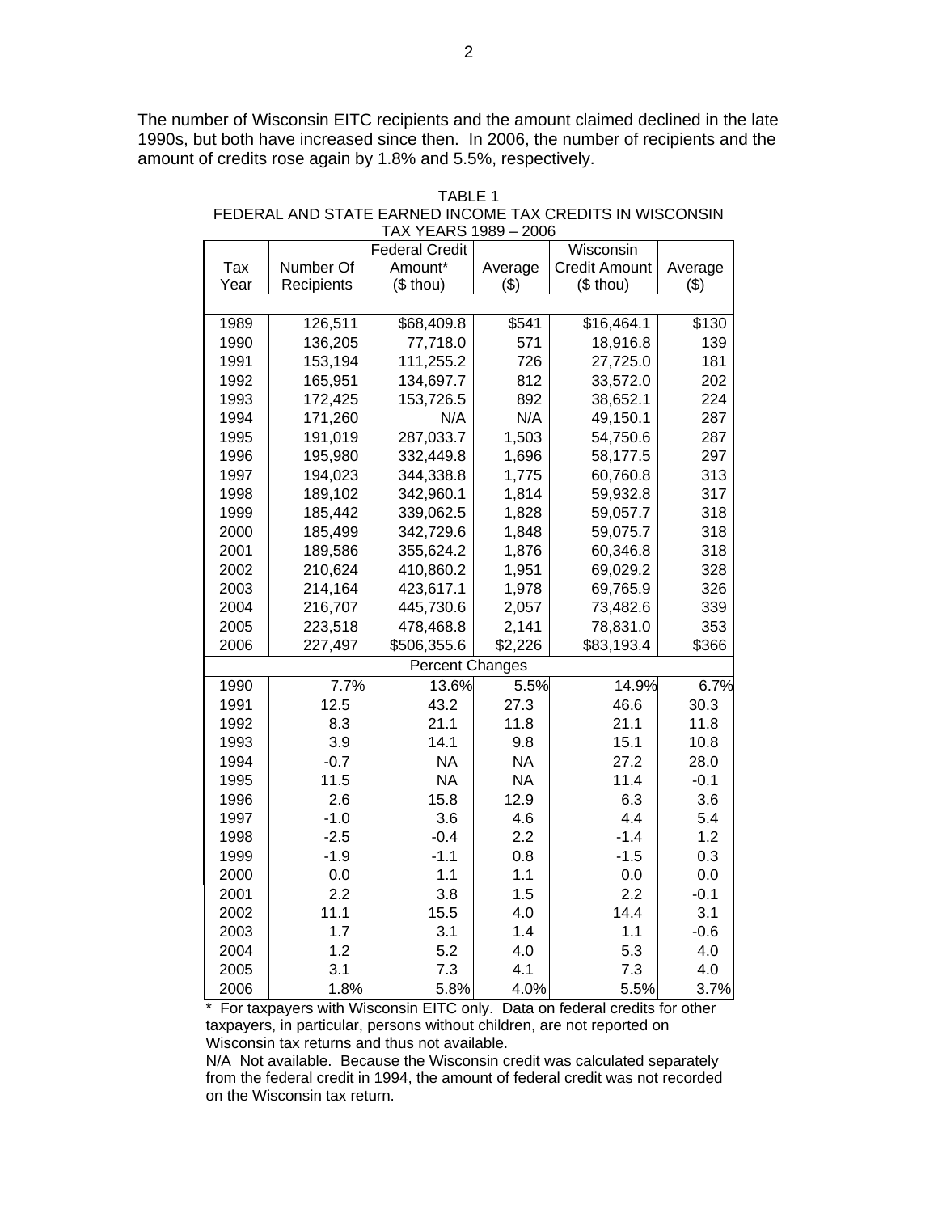The number of Wisconsin EITC recipients and the amount claimed declined in the late 1990s, but both have increased since then. In 2006, the number of recipients and the amount of credits rose again by 1.8% and 5.5%, respectively.

TABLE 1
FEDERAL AND STATE EARNED INCOME TAX CREDITS IN WISCONSIN
TAX YEARS 1989 – 2006

| Tax Year | Number Of Recipients | Federal Credit Amount* ($ thou) | Average ($) | Wisconsin Credit Amount ($ thou) | Average ($) |
|---|---|---|---|---|---|
| 1989 | 126,511 | $68,409.8 | $541 | $16,464.1 | $130 |
| 1990 | 136,205 | 77,718.0 | 571 | 18,916.8 | 139 |
| 1991 | 153,194 | 111,255.2 | 726 | 27,725.0 | 181 |
| 1992 | 165,951 | 134,697.7 | 812 | 33,572.0 | 202 |
| 1993 | 172,425 | 153,726.5 | 892 | 38,652.1 | 224 |
| 1994 | 171,260 | N/A | N/A | 49,150.1 | 287 |
| 1995 | 191,019 | 287,033.7 | 1,503 | 54,750.6 | 287 |
| 1996 | 195,980 | 332,449.8 | 1,696 | 58,177.5 | 297 |
| 1997 | 194,023 | 344,338.8 | 1,775 | 60,760.8 | 313 |
| 1998 | 189,102 | 342,960.1 | 1,814 | 59,932.8 | 317 |
| 1999 | 185,442 | 339,062.5 | 1,828 | 59,057.7 | 318 |
| 2000 | 185,499 | 342,729.6 | 1,848 | 59,075.7 | 318 |
| 2001 | 189,586 | 355,624.2 | 1,876 | 60,346.8 | 318 |
| 2002 | 210,624 | 410,860.2 | 1,951 | 69,029.2 | 328 |
| 2003 | 214,164 | 423,617.1 | 1,978 | 69,765.9 | 326 |
| 2004 | 216,707 | 445,730.6 | 2,057 | 73,482.6 | 339 |
| 2005 | 223,518 | 478,468.8 | 2,141 | 78,831.0 | 353 |
| 2006 | 227,497 | $506,355.6 | $2,226 | $83,193.4 | $366 |
| | | Percent Changes | | | |
| 1990 | 7.7% | 13.6% | 5.5% | 14.9% | 6.7% |
| 1991 | 12.5 | 43.2 | 27.3 | 46.6 | 30.3 |
| 1992 | 8.3 | 21.1 | 11.8 | 21.1 | 11.8 |
| 1993 | 3.9 | 14.1 | 9.8 | 15.1 | 10.8 |
| 1994 | -0.7 | NA | NA | 27.2 | 28.0 |
| 1995 | 11.5 | NA | NA | 11.4 | -0.1 |
| 1996 | 2.6 | 15.8 | 12.9 | 6.3 | 3.6 |
| 1997 | -1.0 | 3.6 | 4.6 | 4.4 | 5.4 |
| 1998 | -2.5 | -0.4 | 2.2 | -1.4 | 1.2 |
| 1999 | -1.9 | -1.1 | 0.8 | -1.5 | 0.3 |
| 2000 | 0.0 | 1.1 | 1.1 | 0.0 | 0.0 |
| 2001 | 2.2 | 3.8 | 1.5 | 2.2 | -0.1 |
| 2002 | 11.1 | 15.5 | 4.0 | 14.4 | 3.1 |
| 2003 | 1.7 | 3.1 | 1.4 | 1.1 | -0.6 |
| 2004 | 1.2 | 5.2 | 4.0 | 5.3 | 4.0 |
| 2005 | 3.1 | 7.3 | 4.1 | 7.3 | 4.0 |
| 2006 | 1.8% | 5.8% | 4.0% | 5.5% | 3.7% |

* For taxpayers with Wisconsin EITC only. Data on federal credits for other taxpayers, in particular, persons without children, are not reported on Wisconsin tax returns and thus not available.

N/A Not available. Because the Wisconsin credit was calculated separately from the federal credit in 1994, the amount of federal credit was not recorded on the Wisconsin tax return.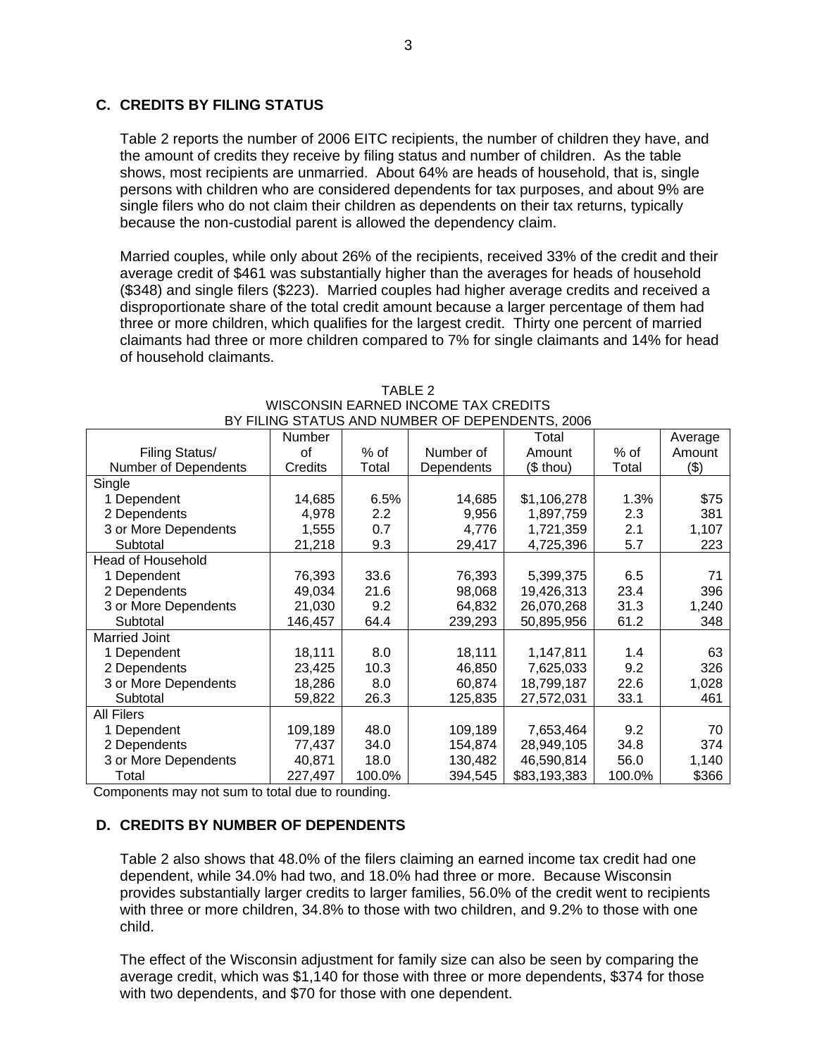## C. CREDITS BY FILING STATUS

Table 2 reports the number of 2006 EITC recipients, the number of children they have, and the amount of credits they receive by filing status and number of children. As the table shows, most recipients are unmarried. About 64% are heads of household, that is, single persons with children who are considered dependents for tax purposes, and about 9% are single filers who do not claim their children as dependents on their tax returns, typically because the non-custodial parent is allowed the dependency claim.

Married couples, while only about 26% of the recipients, received 33% of the credit and their average credit of $461 was substantially higher than the averages for heads of household ($348) and single filers ($223). Married couples had higher average credits and received a disproportionate share of the total credit amount because a larger percentage of them had three or more children, which qualifies for the largest credit. Thirty one percent of married claimants had three or more children compared to 7% for single claimants and 14% for head of household claimants.

TABLE 2
WISCONSIN EARNED INCOME TAX CREDITS
BY FILING STATUS AND NUMBER OF DEPENDENTS, 2006

| Filing Status/ Number of Dependents | Number of Credits | % of Total | Number of Dependents | Total Amount ($ thou) | % of Total | Average Amount ($) |
|---|---|---|---|---|---|---|
| Single | | | | | | |
| 1 Dependent | 14,685 | 6.5% | 14,685 | $1,106,278 | 1.3% | $75 |
| 2 Dependents | 4,978 | 2.2 | 9,956 | 1,897,759 | 2.3 | 381 |
| 3 or More Dependents | 1,555 | 0.7 | 4,776 | 1,721,359 | 2.1 | 1,107 |
| Subtotal | 21,218 | 9.3 | 29,417 | 4,725,396 | 5.7 | 223 |
| Head of Household | | | | | | |
| 1 Dependent | 76,393 | 33.6 | 76,393 | 5,399,375 | 6.5 | 71 |
| 2 Dependents | 49,034 | 21.6 | 98,068 | 19,426,313 | 23.4 | 396 |
| 3 or More Dependents | 21,030 | 9.2 | 64,832 | 26,070,268 | 31.3 | 1,240 |
| Subtotal | 146,457 | 64.4 | 239,293 | 50,895,956 | 61.2 | 348 |
| Married Joint | | | | | | |
| 1 Dependent | 18,111 | 8.0 | 18,111 | 1,147,811 | 1.4 | 63 |
| 2 Dependents | 23,425 | 10.3 | 46,850 | 7,625,033 | 9.2 | 326 |
| 3 or More Dependents | 18,286 | 8.0 | 60,874 | 18,799,187 | 22.6 | 1,028 |
| Subtotal | 59,822 | 26.3 | 125,835 | 27,572,031 | 33.1 | 461 |
| All Filers | | | | | | |
| 1 Dependent | 109,189 | 48.0 | 109,189 | 7,653,464 | 9.2 | 70 |
| 2 Dependents | 77,437 | 34.0 | 154,874 | 28,949,105 | 34.8 | 374 |
| 3 or More Dependents | 40,871 | 18.0 | 130,482 | 46,590,814 | 56.0 | 1,140 |
| Total | 227,497 | 100.0% | 394,545 | $83,193,383 | 100.0% | $366 |

Components may not sum to total due to rounding.

## D. CREDITS BY NUMBER OF DEPENDENTS

Table 2 also shows that 48.0% of the filers claiming an earned income tax credit had one dependent, while 34.0% had two, and 18.0% had three or more. Because Wisconsin provides substantially larger credits to larger families, 56.0% of the credit went to recipients with three or more children, 34.8% to those with two children, and 9.2% to those with one child.

The effect of the Wisconsin adjustment for family size can also be seen by comparing the average credit, which was $1,140 for those with three or more dependents, $374 for those with two dependents, and $70 for those with one dependent.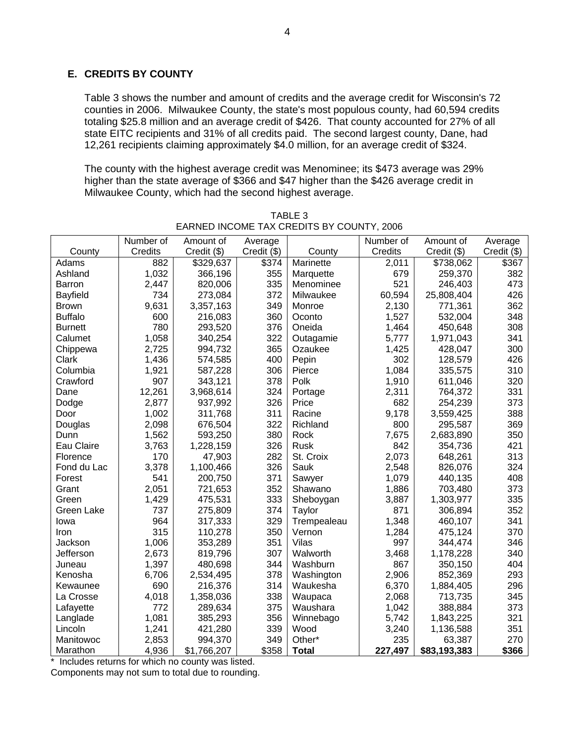## E. CREDITS BY COUNTY

Table 3 shows the number and amount of credits and the average credit for Wisconsin's 72 counties in 2006. Milwaukee County, the state's most populous county, had 60,594 credits totaling $25.8 million and an average credit of $426. That county accounted for 27% of all state EITC recipients and 31% of all credits paid. The second largest county, Dane, had 12,261 recipients claiming approximately $4.0 million, for an average credit of $324.

The county with the highest average credit was Menominee; its $473 average was 29% higher than the state average of $366 and $47 higher than the $426 average credit in Milwaukee County, which had the second highest average.

TABLE 3
EARNED INCOME TAX CREDITS BY COUNTY, 2006

| County | Number of Credits | Amount of Credit ($) | Average Credit ($) | County | Number of Credits | Amount of Credit ($) | Average Credit ($) |
|---|---|---|---|---|---|---|---|
| Adams | 882 | $329,637 | $374 | Marinette | 2,011 | $738,062 | $367 |
| Ashland | 1,032 | 366,196 | 355 | Marquette | 679 | 259,370 | 382 |
| Barron | 2,447 | 820,006 | 335 | Menominee | 521 | 246,403 | 473 |
| Bayfield | 734 | 273,084 | 372 | Milwaukee | 60,594 | 25,808,404 | 426 |
| Brown | 9,631 | 3,357,163 | 349 | Monroe | 2,130 | 771,361 | 362 |
| Buffalo | 600 | 216,083 | 360 | Oconto | 1,527 | 532,004 | 348 |
| Burnett | 780 | 293,520 | 376 | Oneida | 1,464 | 450,648 | 308 |
| Calumet | 1,058 | 340,254 | 322 | Outagamie | 5,777 | 1,971,043 | 341 |
| Chippewa | 2,725 | 994,732 | 365 | Ozaukee | 1,425 | 428,047 | 300 |
| Clark | 1,436 | 574,585 | 400 | Pepin | 302 | 128,579 | 426 |
| Columbia | 1,921 | 587,228 | 306 | Pierce | 1,084 | 335,575 | 310 |
| Crawford | 907 | 343,121 | 378 | Polk | 1,910 | 611,046 | 320 |
| Dane | 12,261 | 3,968,614 | 324 | Portage | 2,311 | 764,372 | 331 |
| Dodge | 2,877 | 937,992 | 326 | Price | 682 | 254,239 | 373 |
| Door | 1,002 | 311,768 | 311 | Racine | 9,178 | 3,559,425 | 388 |
| Douglas | 2,098 | 676,504 | 322 | Richland | 800 | 295,587 | 369 |
| Dunn | 1,562 | 593,250 | 380 | Rock | 7,675 | 2,683,890 | 350 |
| Eau Claire | 3,763 | 1,228,159 | 326 | Rusk | 842 | 354,736 | 421 |
| Florence | 170 | 47,903 | 282 | St. Croix | 2,073 | 648,261 | 313 |
| Fond du Lac | 3,378 | 1,100,466 | 326 | Sauk | 2,548 | 826,076 | 324 |
| Forest | 541 | 200,750 | 371 | Sawyer | 1,079 | 440,135 | 408 |
| Grant | 2,051 | 721,653 | 352 | Shawano | 1,886 | 703,480 | 373 |
| Green | 1,429 | 475,531 | 333 | Sheboygan | 3,887 | 1,303,977 | 335 |
| Green Lake | 737 | 275,809 | 374 | Taylor | 871 | 306,894 | 352 |
| Iowa | 964 | 317,333 | 329 | Trempealeau | 1,348 | 460,107 | 341 |
| Iron | 315 | 110,278 | 350 | Vernon | 1,284 | 475,124 | 370 |
| Jackson | 1,006 | 353,289 | 351 | Vilas | 997 | 344,474 | 346 |
| Jefferson | 2,673 | 819,796 | 307 | Walworth | 3,468 | 1,178,228 | 340 |
| Juneau | 1,397 | 480,698 | 344 | Washburn | 867 | 350,150 | 404 |
| Kenosha | 6,706 | 2,534,495 | 378 | Washington | 2,906 | 852,369 | 293 |
| Kewaunee | 690 | 216,376 | 314 | Waukesha | 6,370 | 1,884,405 | 296 |
| La Crosse | 4,018 | 1,358,036 | 338 | Waupaca | 2,068 | 713,735 | 345 |
| Lafayette | 772 | 289,634 | 375 | Waushara | 1,042 | 388,884 | 373 |
| Langlade | 1,081 | 385,293 | 356 | Winnebago | 5,742 | 1,843,225 | 321 |
| Lincoln | 1,241 | 421,280 | 339 | Wood | 3,240 | 1,136,588 | 351 |
| Manitowoc | 2,853 | 994,370 | 349 | Other* | 235 | 63,387 | 270 |
| Marathon | 4,936 | $1,766,207 | $358 | **Total** | **227,497** | **$83,193,383** | **$366** |

\* Includes returns for which no county was listed.

Components may not sum to total due to rounding.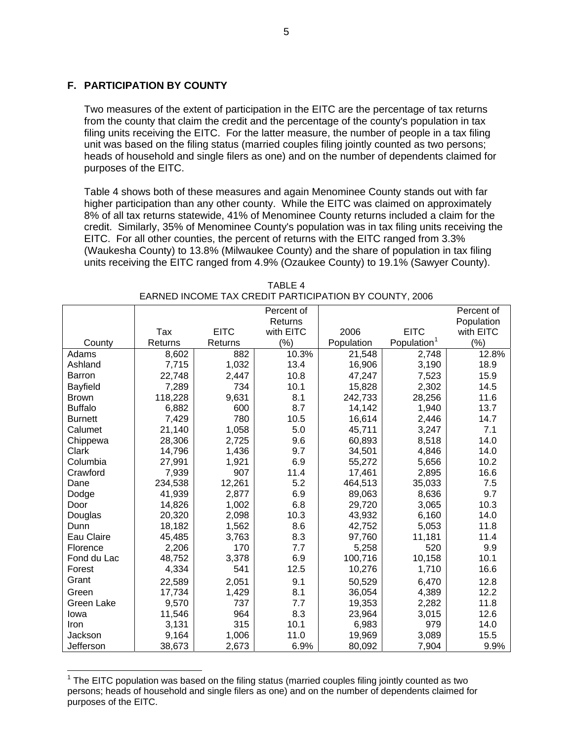## F. PARTICIPATION BY COUNTY

Two measures of the extent of participation in the EITC are the percentage of tax returns from the county that claim the credit and the percentage of the county's population in tax filing units receiving the EITC. For the latter measure, the number of people in a tax filing unit was based on the filing status (married couples filing jointly counted as two persons; heads of household and single filers as one) and on the number of dependents claimed for purposes of the EITC.

Table 4 shows both of these measures and again Menominee County stands out with far higher participation than any other county. While the EITC was claimed on approximately 8% of all tax returns statewide, 41% of Menominee County returns included a claim for the credit. Similarly, 35% of Menominee County's population was in tax filing units receiving the EITC. For all other counties, the percent of returns with the EITC ranged from 3.3% (Waukesha County) to 13.8% (Milwaukee County) and the share of population in tax filing units receiving the EITC ranged from 4.9% (Ozaukee County) to 19.1% (Sawyer County).

TABLE 4
EARNED INCOME TAX CREDIT PARTICIPATION BY COUNTY, 2006

| County | Tax Returns | EITC Returns | Percent of Returns with EITC (%) | 2006 Population | EITC Population[1] | Percent of Population with EITC (%) |
|---|---|---|---|---|---|---|
| Adams | 8,602 | 882 | 10.3% | 21,548 | 2,748 | 12.8% |
| Ashland | 7,715 | 1,032 | 13.4 | 16,906 | 3,190 | 18.9 |
| Barron | 22,748 | 2,447 | 10.8 | 47,247 | 7,523 | 15.9 |
| Bayfield | 7,289 | 734 | 10.1 | 15,828 | 2,302 | 14.5 |
| Brown | 118,228 | 9,631 | 8.1 | 242,733 | 28,256 | 11.6 |
| Buffalo | 6,882 | 600 | 8.7 | 14,142 | 1,940 | 13.7 |
| Burnett | 7,429 | 780 | 10.5 | 16,614 | 2,446 | 14.7 |
| Calumet | 21,140 | 1,058 | 5.0 | 45,711 | 3,247 | 7.1 |
| Chippewa | 28,306 | 2,725 | 9.6 | 60,893 | 8,518 | 14.0 |
| Clark | 14,796 | 1,436 | 9.7 | 34,501 | 4,846 | 14.0 |
| Columbia | 27,991 | 1,921 | 6.9 | 55,272 | 5,656 | 10.2 |
| Crawford | 7,939 | 907 | 11.4 | 17,461 | 2,895 | 16.6 |
| Dane | 234,538 | 12,261 | 5.2 | 464,513 | 35,033 | 7.5 |
| Dodge | 41,939 | 2,877 | 6.9 | 89,063 | 8,636 | 9.7 |
| Door | 14,826 | 1,002 | 6.8 | 29,720 | 3,065 | 10.3 |
| Douglas | 20,320 | 2,098 | 10.3 | 43,932 | 6,160 | 14.0 |
| Dunn | 18,182 | 1,562 | 8.6 | 42,752 | 5,053 | 11.8 |
| Eau Claire | 45,485 | 3,763 | 8.3 | 97,760 | 11,181 | 11.4 |
| Florence | 2,206 | 170 | 7.7 | 5,258 | 520 | 9.9 |
| Fond du Lac | 48,752 | 3,378 | 6.9 | 100,716 | 10,158 | 10.1 |
| Forest | 4,334 | 541 | 12.5 | 10,276 | 1,710 | 16.6 |
| Grant | 22,589 | 2,051 | 9.1 | 50,529 | 6,470 | 12.8 |
| Green | 17,734 | 1,429 | 8.1 | 36,054 | 4,389 | 12.2 |
| Green Lake | 9,570 | 737 | 7.7 | 19,353 | 2,282 | 11.8 |
| Iowa | 11,546 | 964 | 8.3 | 23,964 | 3,015 | 12.6 |
| Iron | 3,131 | 315 | 10.1 | 6,983 | 979 | 14.0 |
| Jackson | 9,164 | 1,006 | 11.0 | 19,969 | 3,089 | 15.5 |
| Jefferson | 38,673 | 2,673 | 6.9% | 80,092 | 7,904 | 9.9% |

[1] The EITC population was based on the filing status (married couples filing jointly counted as two persons; heads of household and single filers as one) and on the number of dependents claimed for purposes of the EITC.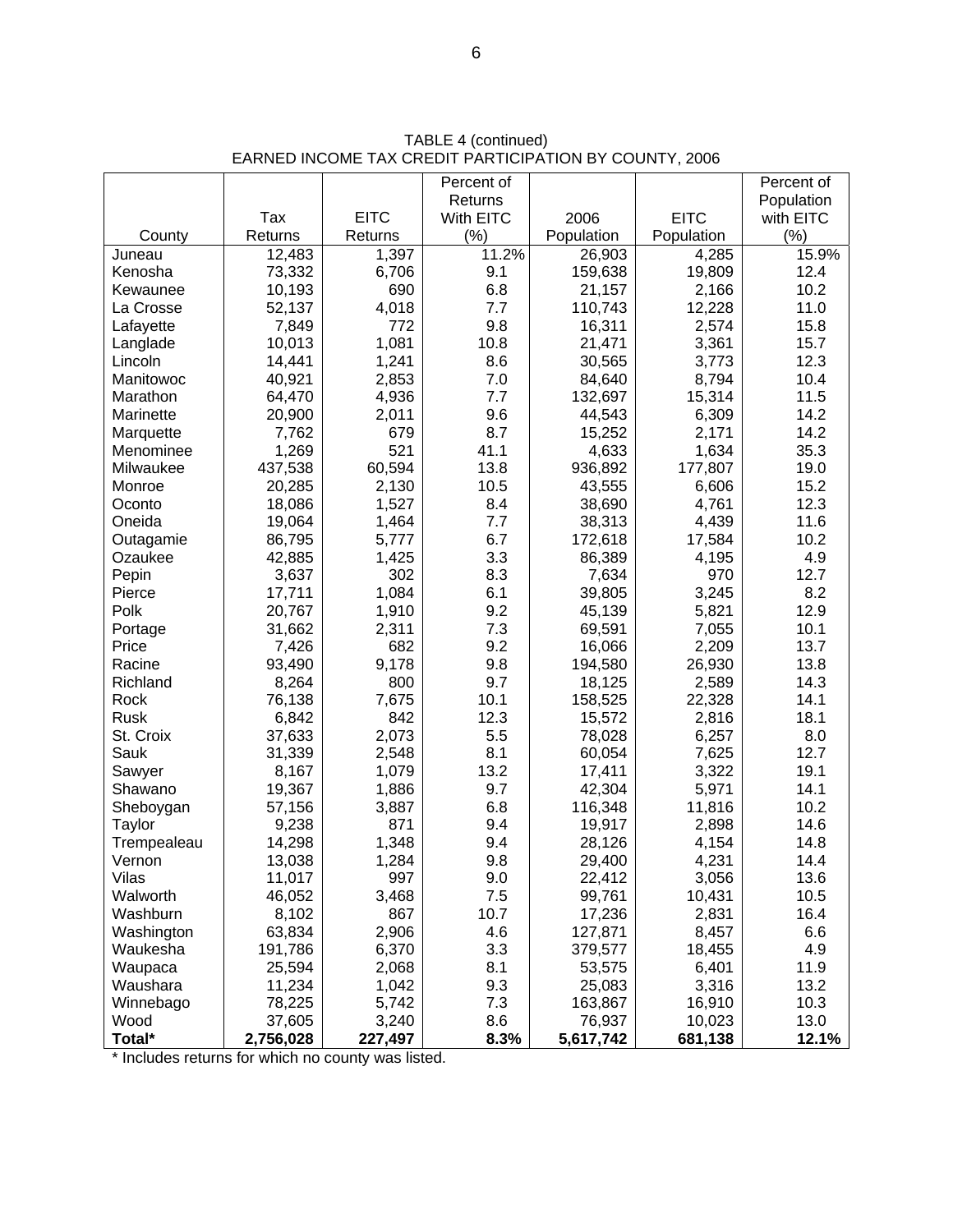TABLE 4 (continued)
EARNED INCOME TAX CREDIT PARTICIPATION BY COUNTY, 2006

| County | Tax Returns | EITC Returns | Percent of Returns With EITC (%) | 2006 Population | EITC Population | Percent of Population with EITC (%) |
|---|---|---|---|---|---|---|
| Juneau | 12,483 | 1,397 | 11.2% | 26,903 | 4,285 | 15.9% |
| Kenosha | 73,332 | 6,706 | 9.1 | 159,638 | 19,809 | 12.4 |
| Kewaunee | 10,193 | 690 | 6.8 | 21,157 | 2,166 | 10.2 |
| La Crosse | 52,137 | 4,018 | 7.7 | 110,743 | 12,228 | 11.0 |
| Lafayette | 7,849 | 772 | 9.8 | 16,311 | 2,574 | 15.8 |
| Langlade | 10,013 | 1,081 | 10.8 | 21,471 | 3,361 | 15.7 |
| Lincoln | 14,441 | 1,241 | 8.6 | 30,565 | 3,773 | 12.3 |
| Manitowoc | 40,921 | 2,853 | 7.0 | 84,640 | 8,794 | 10.4 |
| Marathon | 64,470 | 4,936 | 7.7 | 132,697 | 15,314 | 11.5 |
| Marinette | 20,900 | 2,011 | 9.6 | 44,543 | 6,309 | 14.2 |
| Marquette | 7,762 | 679 | 8.7 | 15,252 | 2,171 | 14.2 |
| Menominee | 1,269 | 521 | 41.1 | 4,633 | 1,634 | 35.3 |
| Milwaukee | 437,538 | 60,594 | 13.8 | 936,892 | 177,807 | 19.0 |
| Monroe | 20,285 | 2,130 | 10.5 | 43,555 | 6,606 | 15.2 |
| Oconto | 18,086 | 1,527 | 8.4 | 38,690 | 4,761 | 12.3 |
| Oneida | 19,064 | 1,464 | 7.7 | 38,313 | 4,439 | 11.6 |
| Outagamie | 86,795 | 5,777 | 6.7 | 172,618 | 17,584 | 10.2 |
| Ozaukee | 42,885 | 1,425 | 3.3 | 86,389 | 4,195 | 4.9 |
| Pepin | 3,637 | 302 | 8.3 | 7,634 | 970 | 12.7 |
| Pierce | 17,711 | 1,084 | 6.1 | 39,805 | 3,245 | 8.2 |
| Polk | 20,767 | 1,910 | 9.2 | 45,139 | 5,821 | 12.9 |
| Portage | 31,662 | 2,311 | 7.3 | 69,591 | 7,055 | 10.1 |
| Price | 7,426 | 682 | 9.2 | 16,066 | 2,209 | 13.7 |
| Racine | 93,490 | 9,178 | 9.8 | 194,580 | 26,930 | 13.8 |
| Richland | 8,264 | 800 | 9.7 | 18,125 | 2,589 | 14.3 |
| Rock | 76,138 | 7,675 | 10.1 | 158,525 | 22,328 | 14.1 |
| Rusk | 6,842 | 842 | 12.3 | 15,572 | 2,816 | 18.1 |
| St. Croix | 37,633 | 2,073 | 5.5 | 78,028 | 6,257 | 8.0 |
| Sauk | 31,339 | 2,548 | 8.1 | 60,054 | 7,625 | 12.7 |
| Sawyer | 8,167 | 1,079 | 13.2 | 17,411 | 3,322 | 19.1 |
| Shawano | 19,367 | 1,886 | 9.7 | 42,304 | 5,971 | 14.1 |
| Sheboygan | 57,156 | 3,887 | 6.8 | 116,348 | 11,816 | 10.2 |
| Taylor | 9,238 | 871 | 9.4 | 19,917 | 2,898 | 14.6 |
| Trempealeau | 14,298 | 1,348 | 9.4 | 28,126 | 4,154 | 14.8 |
| Vernon | 13,038 | 1,284 | 9.8 | 29,400 | 4,231 | 14.4 |
| Vilas | 11,017 | 997 | 9.0 | 22,412 | 3,056 | 13.6 |
| Walworth | 46,052 | 3,468 | 7.5 | 99,761 | 10,431 | 10.5 |
| Washburn | 8,102 | 867 | 10.7 | 17,236 | 2,831 | 16.4 |
| Washington | 63,834 | 2,906 | 4.6 | 127,871 | 8,457 | 6.6 |
| Waukesha | 191,786 | 6,370 | 3.3 | 379,577 | 18,455 | 4.9 |
| Waupaca | 25,594 | 2,068 | 8.1 | 53,575 | 6,401 | 11.9 |
| Waushara | 11,234 | 1,042 | 9.3 | 25,083 | 3,316 | 13.2 |
| Winnebago | 78,225 | 5,742 | 7.3 | 163,867 | 16,910 | 10.3 |
| Wood | 37,605 | 3,240 | 8.6 | 76,937 | 10,023 | 13.0 |
| **Total*** | **2,756,028** | **227,497** | **8.3%** | **5,617,742** | **681,138** | **12.1%** |

* Includes returns for which no county was listed.